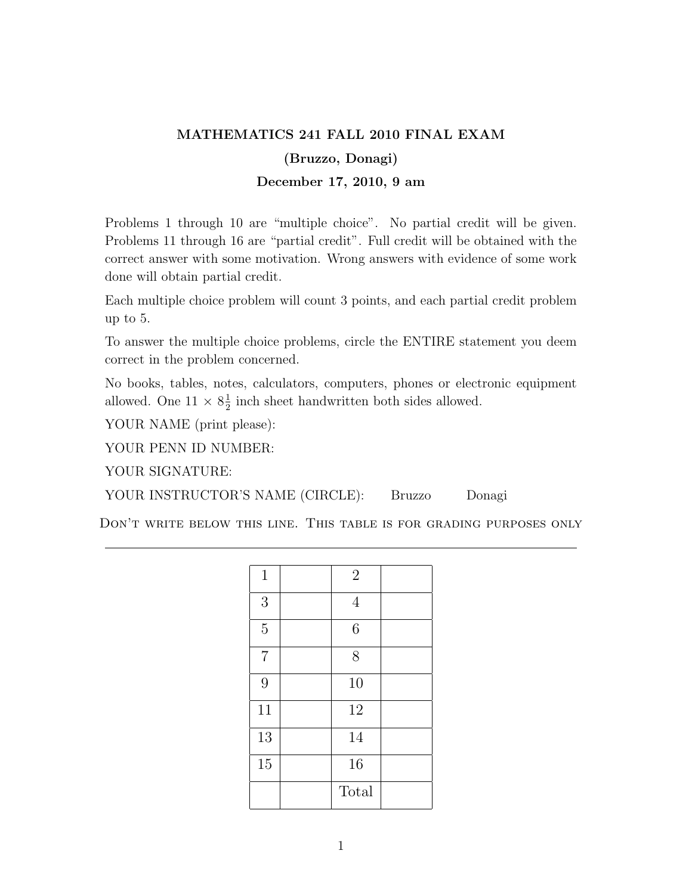# MATHEMATICS 241 FALL 2010 FINAL EXAM

## (Bruzzo, Donagi)

### December 17, 2010, 9 am

Problems 1 through 10 are "multiple choice". No partial credit will be given. Problems 11 through 16 are "partial credit". Full credit will be obtained with the correct answer with some motivation. Wrong answers with evidence of some work done will obtain partial credit.

Each multiple choice problem will count 3 points, and each partial credit problem up to 5.

To answer the multiple choice problems, circle the ENTIRE statement you deem correct in the problem concerned.

No books, tables, notes, calculators, computers, phones or electronic equipment allowed. One $11 \times 8\frac{1}{2}$ inch sheet handwritten both sides allowed.

YOUR NAME (print please):

YOUR PENN ID NUMBER:

YOUR SIGNATURE:

YOUR INSTRUCTOR'S NAME (CIRCLE): Bruzzo Donagi

DON'T WRITE BELOW THIS LINE. THIS TABLE IS FOR GRADING PURPOSES ONLY

---

| 1 | | 2 | |
|---|---|---|---|
| 3 | | 4 | |
| 5 | | 6 | |
| 7 | | 8 | |
| 9 | | 10 | |
| 11 | | 12 | |
| 13 | | 14 | |
| 15 | | 16 | |
| | | Total | |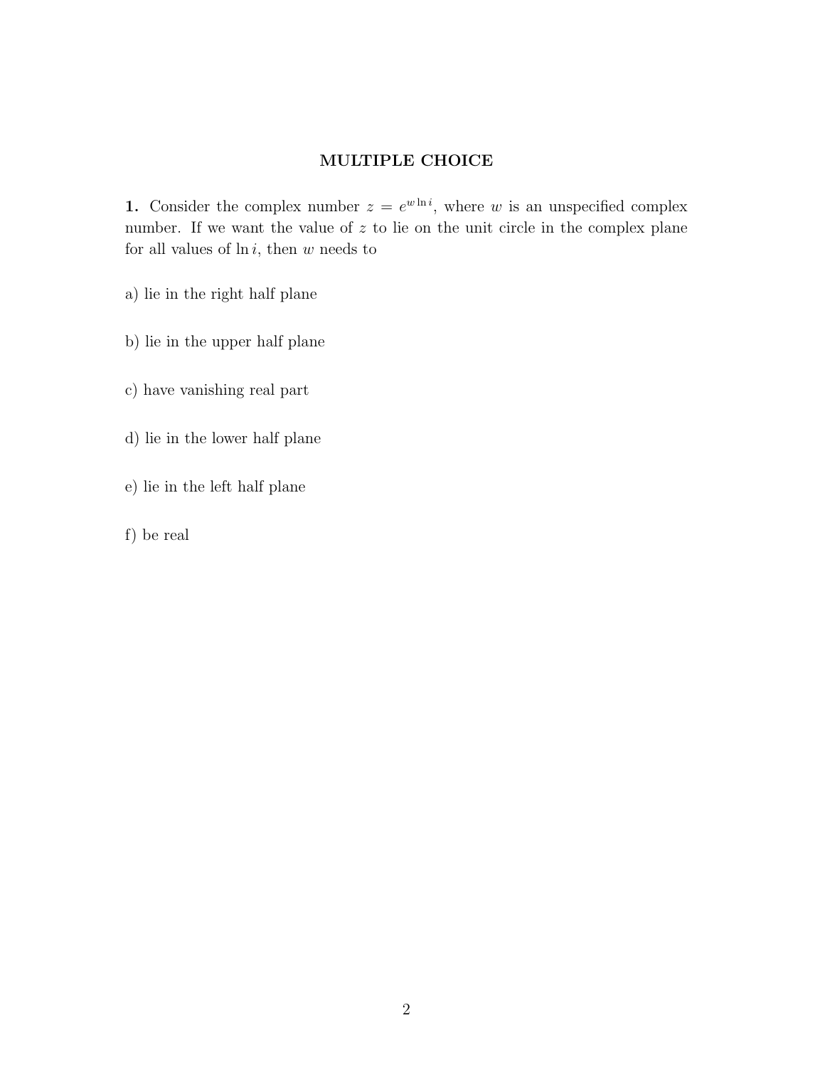## MULTIPLE CHOICE

**1.** Consider the complex number $z = e^{w \ln i}$, where $w$ is an unspecified complex number. If we want the value of $z$ to lie on the unit circle in the complex plane for all values of $\ln i$, then $w$ needs to

a) lie in the right half plane

b) lie in the upper half plane

c) have vanishing real part

d) lie in the lower half plane

e) lie in the left half plane

f) be real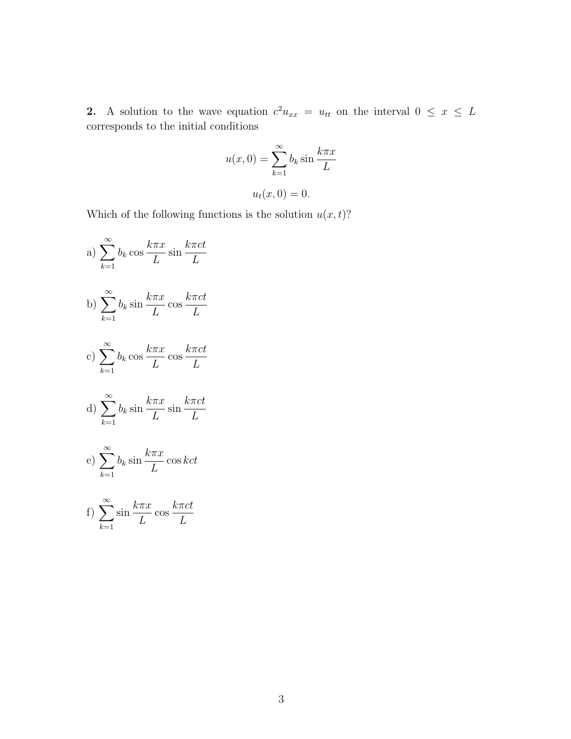**2.** A solution to the wave equation $c^2 u_{xx} = u_{tt}$ on the interval $0 \leq x \leq L$ corresponds to the initial conditions

$$u(x,0) = \sum_{k=1}^{\infty} b_k \sin \frac{k\pi x}{L}$$

$$u_t(x,0) = 0.$$

Which of the following functions is the solution $u(x,t)$?

a) $\displaystyle\sum_{k=1}^{\infty} b_k \cos \frac{k\pi x}{L} \sin \frac{k\pi ct}{L}$

b) $\displaystyle\sum_{k=1}^{\infty} b_k \sin \frac{k\pi x}{L} \cos \frac{k\pi ct}{L}$

c) $\displaystyle\sum_{k=1}^{\infty} b_k \cos \frac{k\pi x}{L} \cos \frac{k\pi ct}{L}$

d) $\displaystyle\sum_{k=1}^{\infty} b_k \sin \frac{k\pi x}{L} \sin \frac{k\pi ct}{L}$

e) $\displaystyle\sum_{k=1}^{\infty} b_k \sin \frac{k\pi x}{L} \cos kct$

f) $\displaystyle\sum_{k=1}^{\infty} \sin \frac{k\pi x}{L} \cos \frac{k\pi ct}{L}$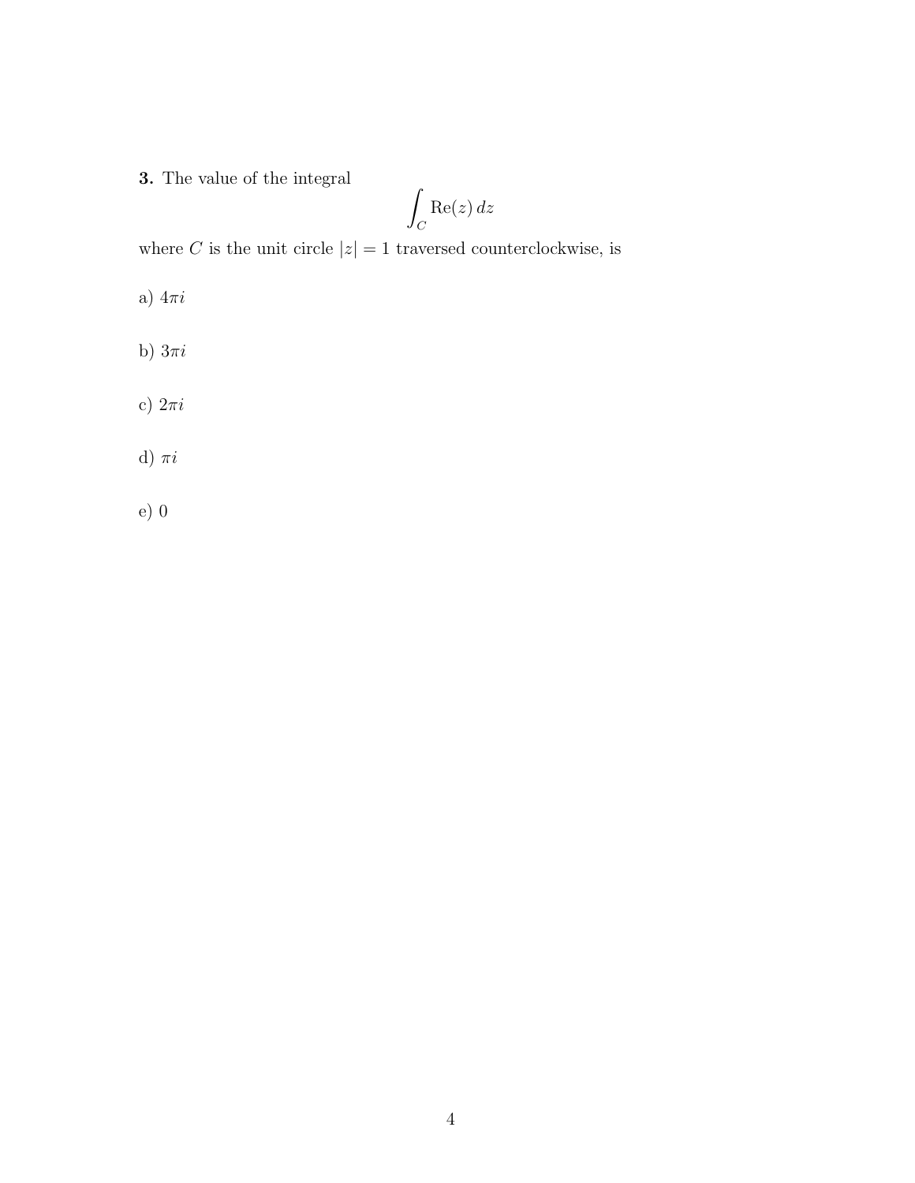**3.** The value of the integral

$$\int_C \mathrm{Re}(z)\, dz$$

where $C$ is the unit circle $|z| = 1$ traversed counterclockwise, is

a) $4\pi i$

b) $3\pi i$

c) $2\pi i$

d) $\pi i$

e) $0$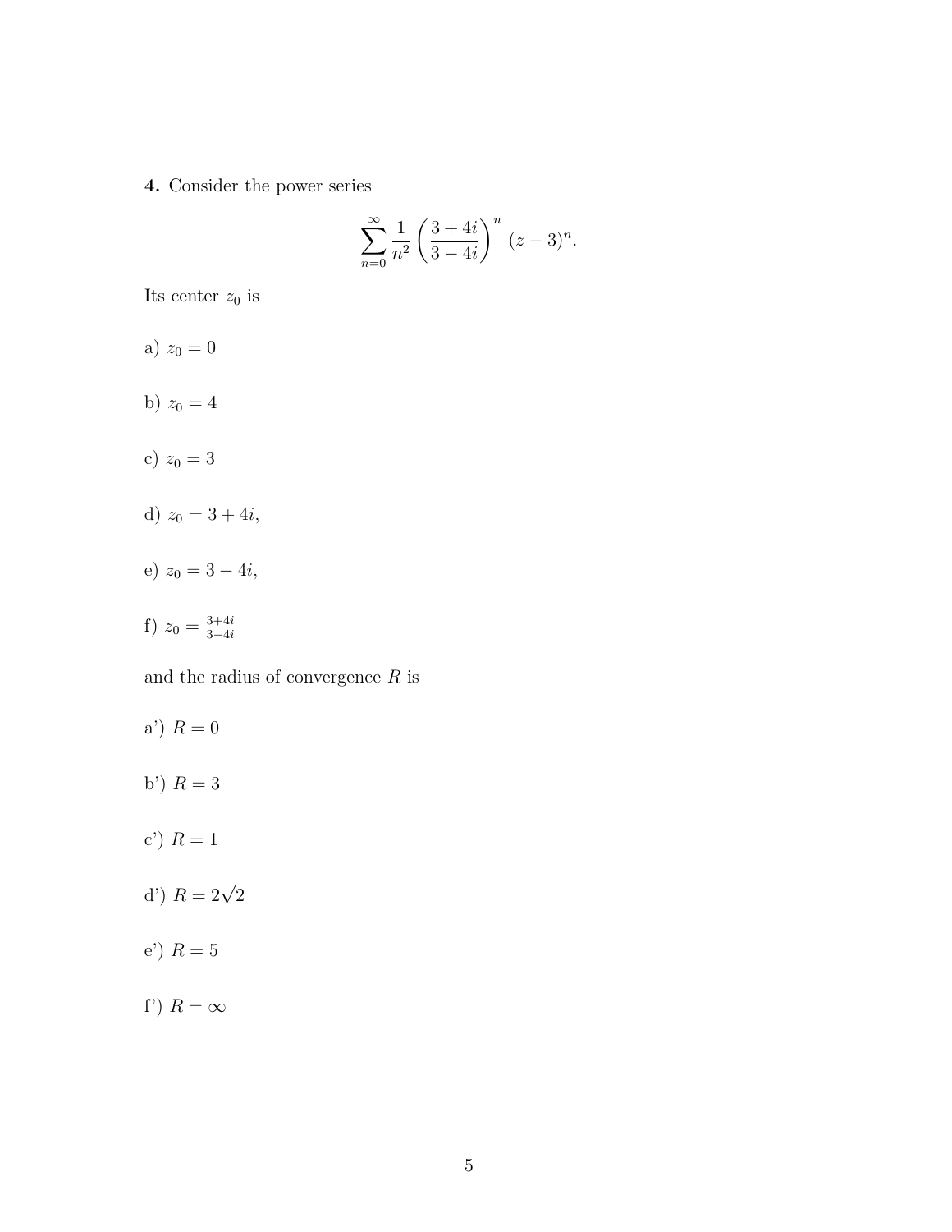**4.** Consider the power series

$$\sum_{n=0}^{\infty} \frac{1}{n^2} \left( \frac{3+4i}{3-4i} \right)^n (z-3)^n.$$

Its center $z_0$ is

a) $z_0 = 0$

b) $z_0 = 4$

c) $z_0 = 3$

d) $z_0 = 3 + 4i$,

e) $z_0 = 3 - 4i$,

f) $z_0 = \frac{3+4i}{3-4i}$

and the radius of convergence $R$ is

a') $R = 0$

b') $R = 3$

c') $R = 1$

d') $R = 2\sqrt{2}$

e') $R = 5$

f') $R = \infty$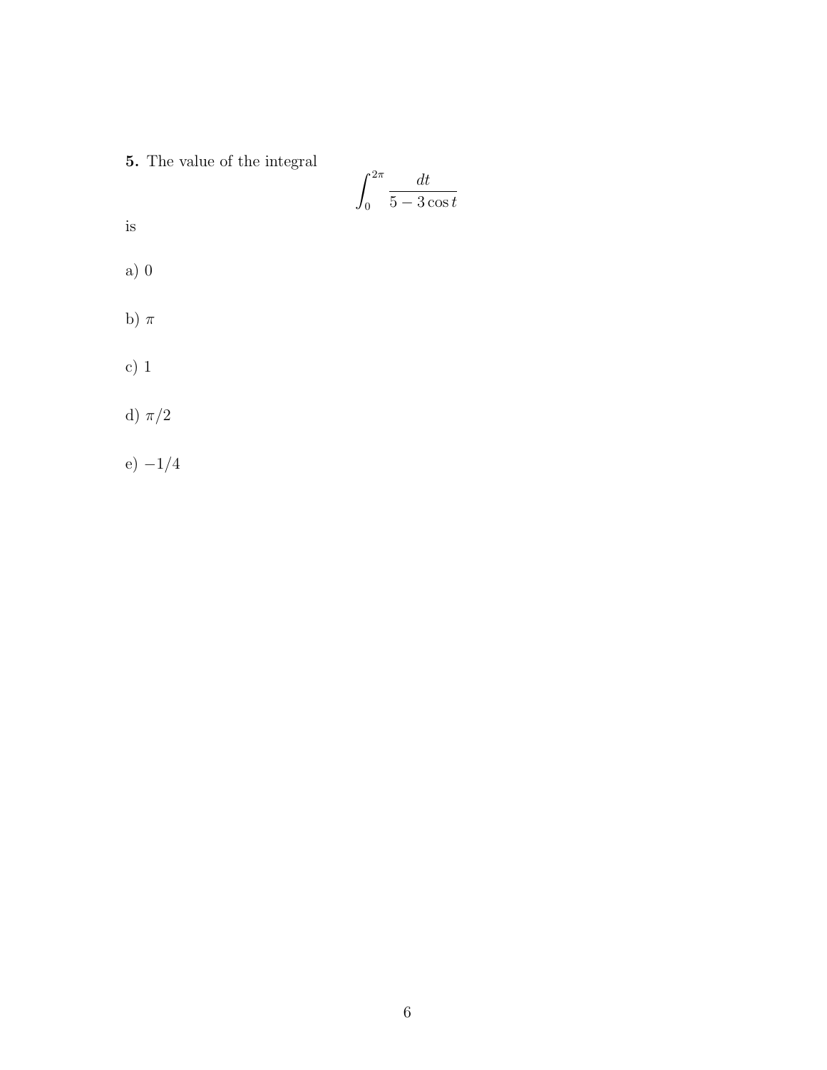**5.** The value of the integral

$$\int_0^{2\pi} \frac{dt}{5 - 3\cos t}$$

is

a) $0$

b) $\pi$

c) $1$

d) $\pi/2$

e) $-1/4$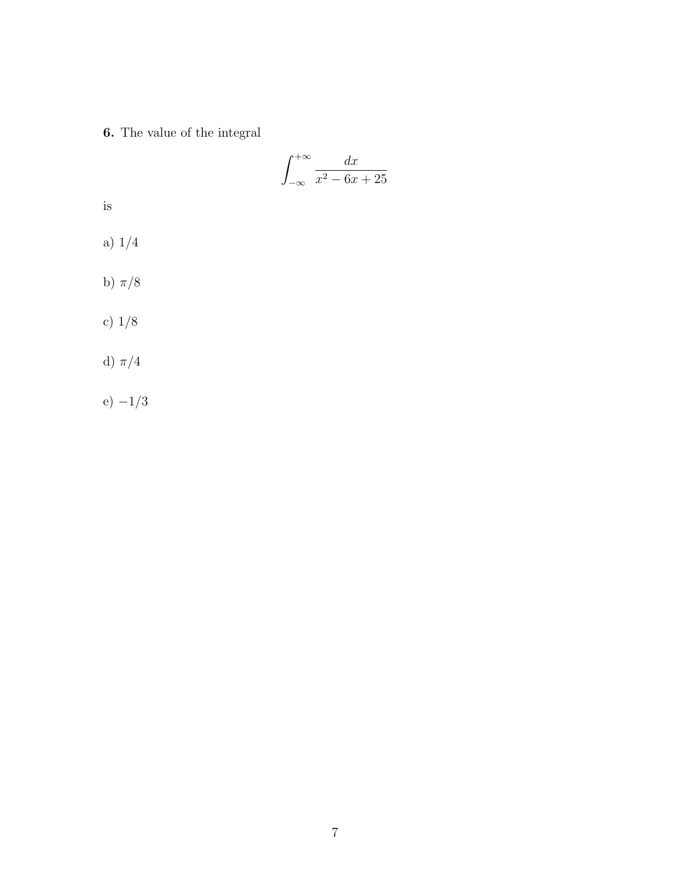**6.** The value of the integral

$$\int_{-\infty}^{+\infty} \frac{dx}{x^2 - 6x + 25}$$

is

a) $1/4$

b) $\pi/8$

c) $1/8$

d) $\pi/4$

e) $-1/3$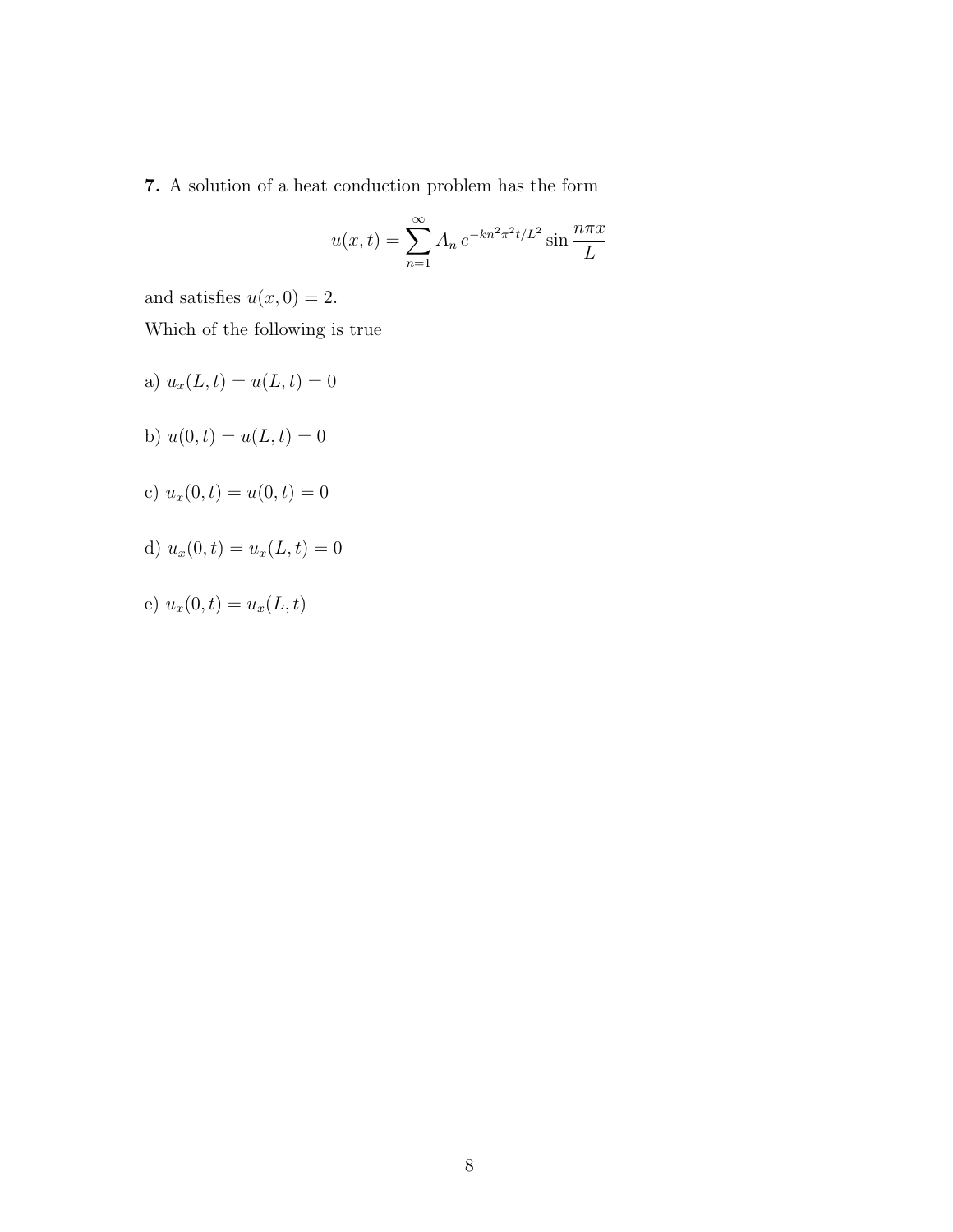**7.** A solution of a heat conduction problem has the form

$$u(x,t) = \sum_{n=1}^{\infty} A_n \, e^{-kn^2\pi^2 t/L^2} \sin \frac{n\pi x}{L}$$

and satisfies $u(x,0) = 2$.

Which of the following is true

a) $u_x(L,t) = u(L,t) = 0$

b) $u(0,t) = u(L,t) = 0$

c) $u_x(0,t) = u(0,t) = 0$

d) $u_x(0,t) = u_x(L,t) = 0$

e) $u_x(0,t) = u_x(L,t)$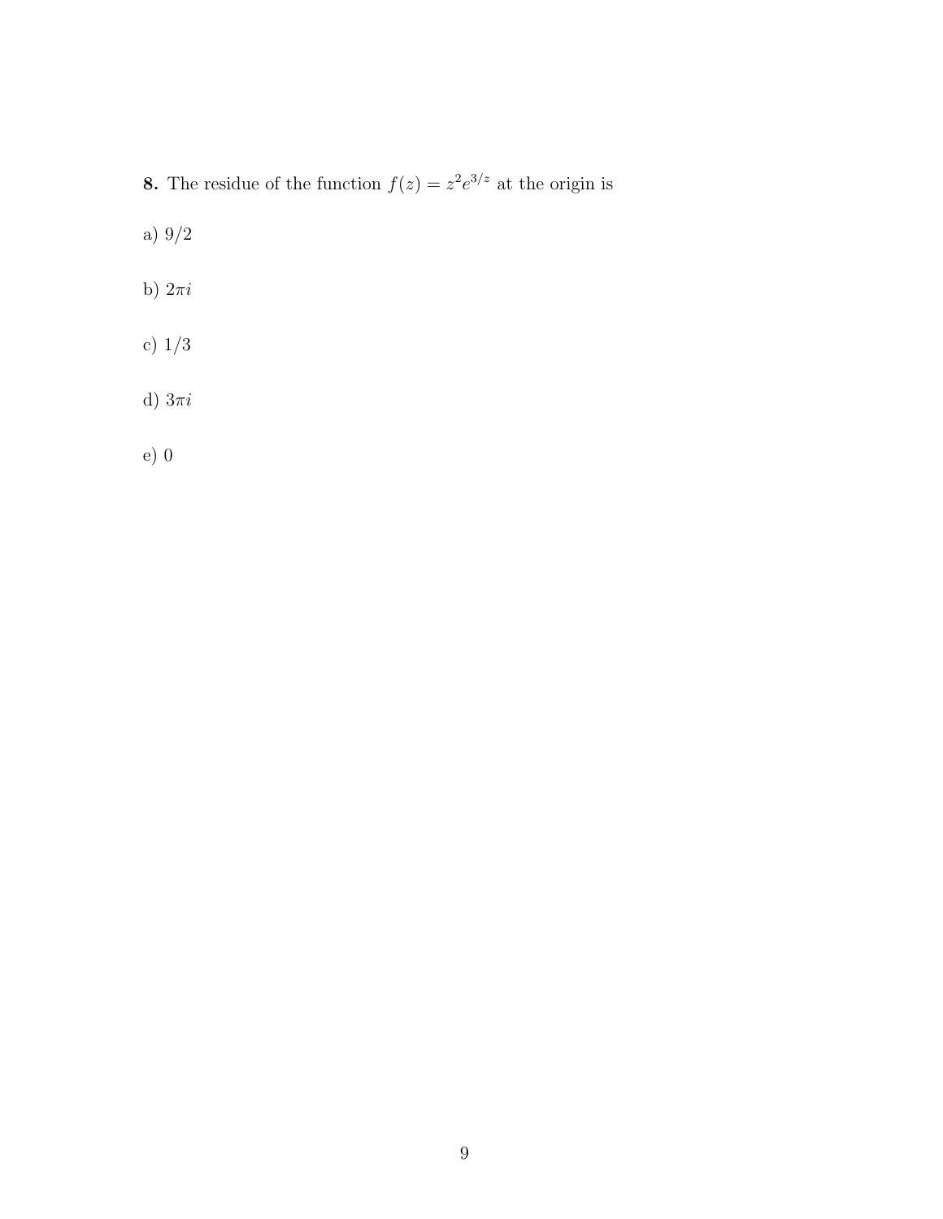**8.** The residue of the function $f(z) = z^2 e^{3/z}$ at the origin is

a) $9/2$

b) $2\pi i$

c) $1/3$

d) $3\pi i$

e) $0$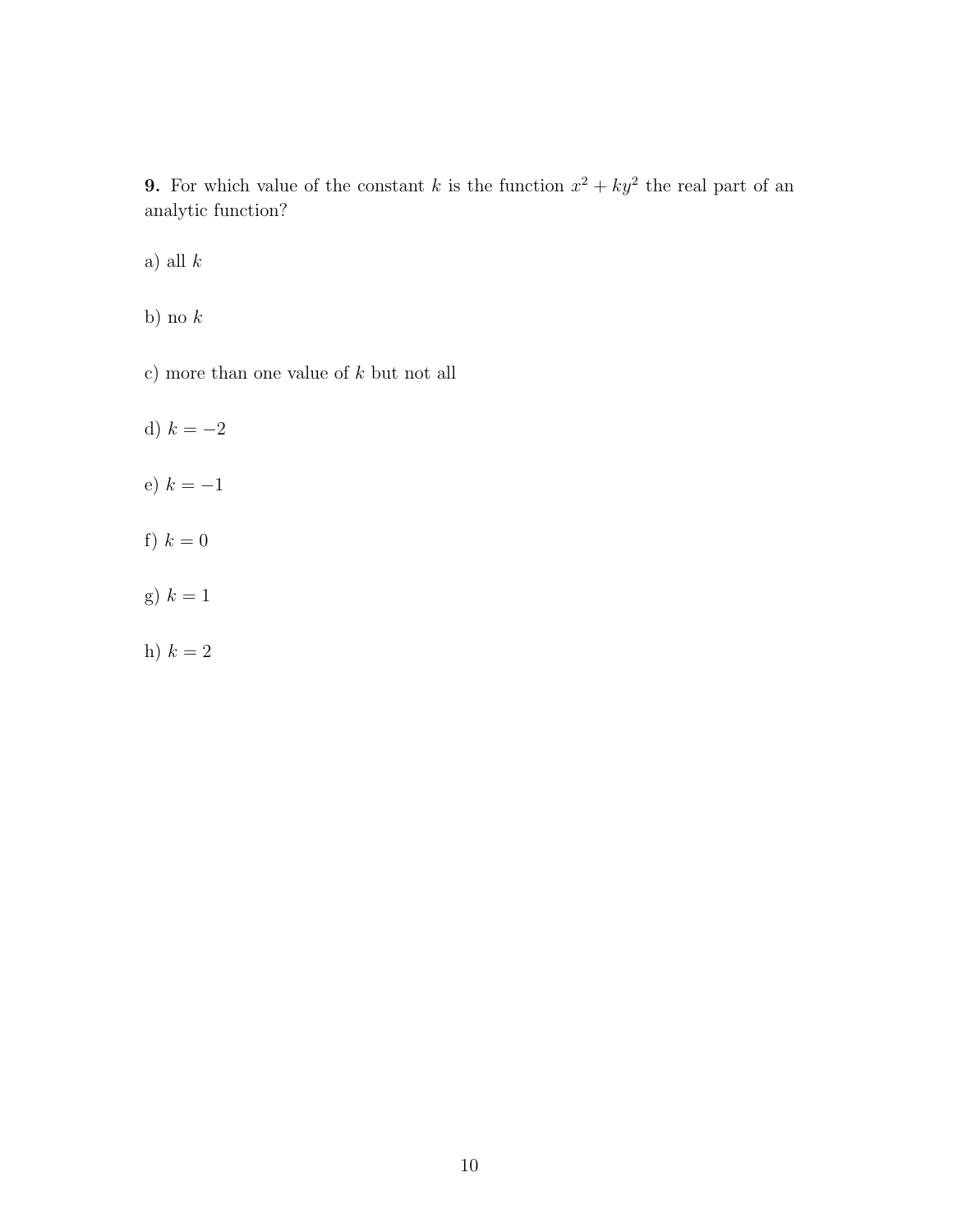**9.** For which value of the constant $k$ is the function $x^2 + ky^2$ the real part of an analytic function?

a) all $k$

b) no $k$

c) more than one value of $k$ but not all

d) $k = -2$

e) $k = -1$

f) $k = 0$

g) $k = 1$

h) $k = 2$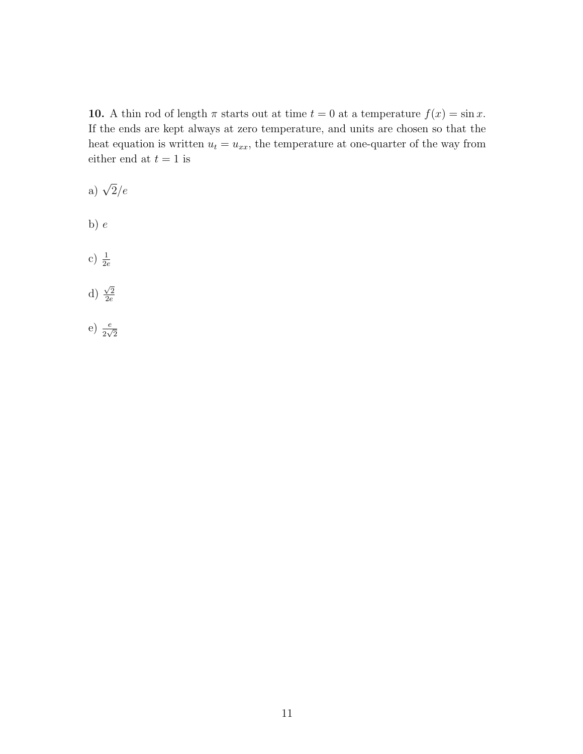**10.** A thin rod of length $\pi$ starts out at time $t = 0$ at a temperature $f(x) = \sin x$. If the ends are kept always at zero temperature, and units are chosen so that the heat equation is written $u_t = u_{xx}$, the temperature at one-quarter of the way from either end at $t = 1$ is

a) $\sqrt{2}/e$

b) $e$

c) $\frac{1}{2e}$

d) $\frac{\sqrt{2}}{2e}$

e) $\frac{e}{2\sqrt{2}}$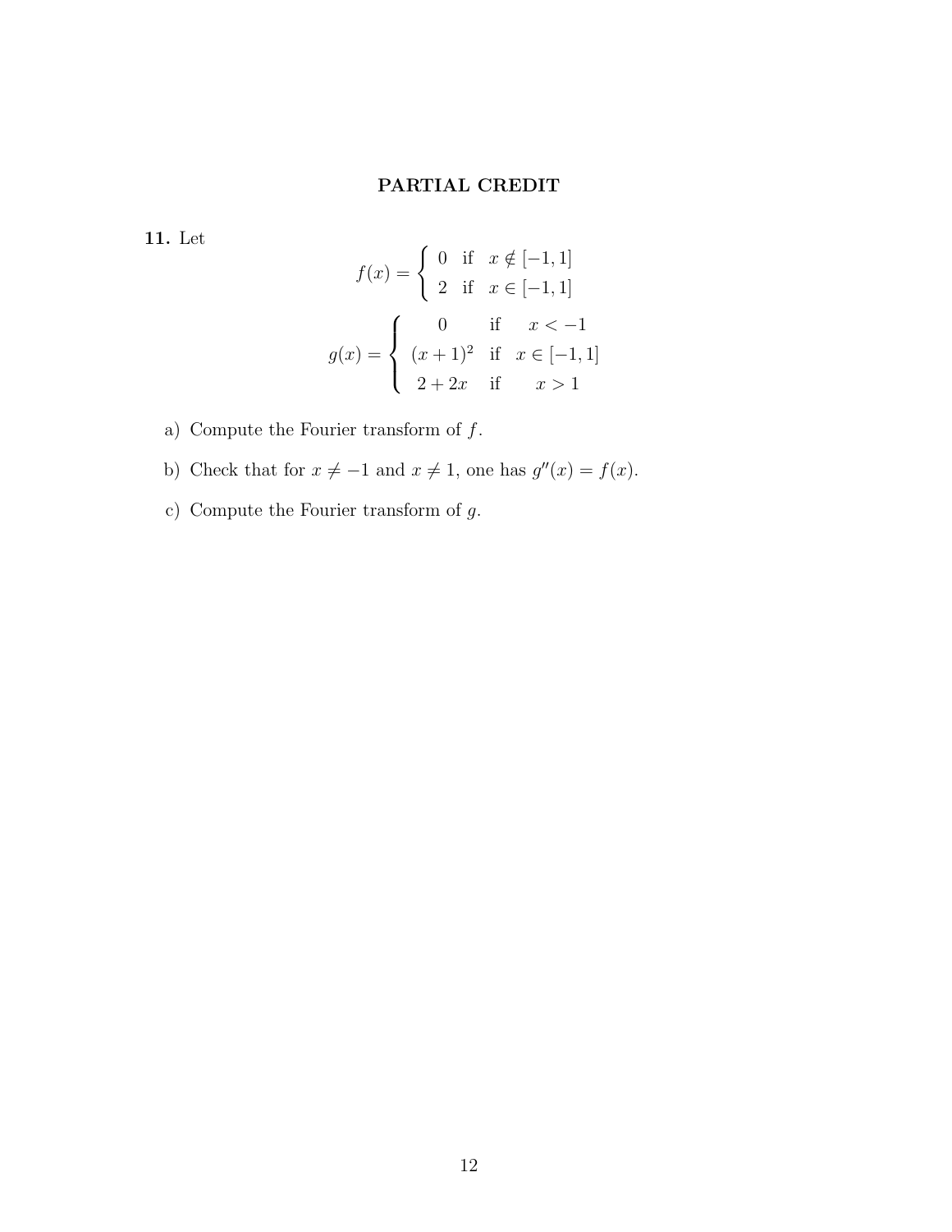## PARTIAL CREDIT

**11.** Let

$$f(x) = \begin{cases} 0 & \text{if} \quad x \notin [-1,1] \\ 2 & \text{if} \quad x \in [-1,1] \end{cases}$$

$$g(x) = \begin{cases} 0 & \text{if} \quad x < -1 \\ (x+1)^2 & \text{if} \quad x \in [-1,1] \\ 2+2x & \text{if} \quad x > 1 \end{cases}$$

a) Compute the Fourier transform of $f$.

b) Check that for $x \neq -1$ and $x \neq 1$, one has $g''(x) = f(x)$.

c) Compute the Fourier transform of $g$.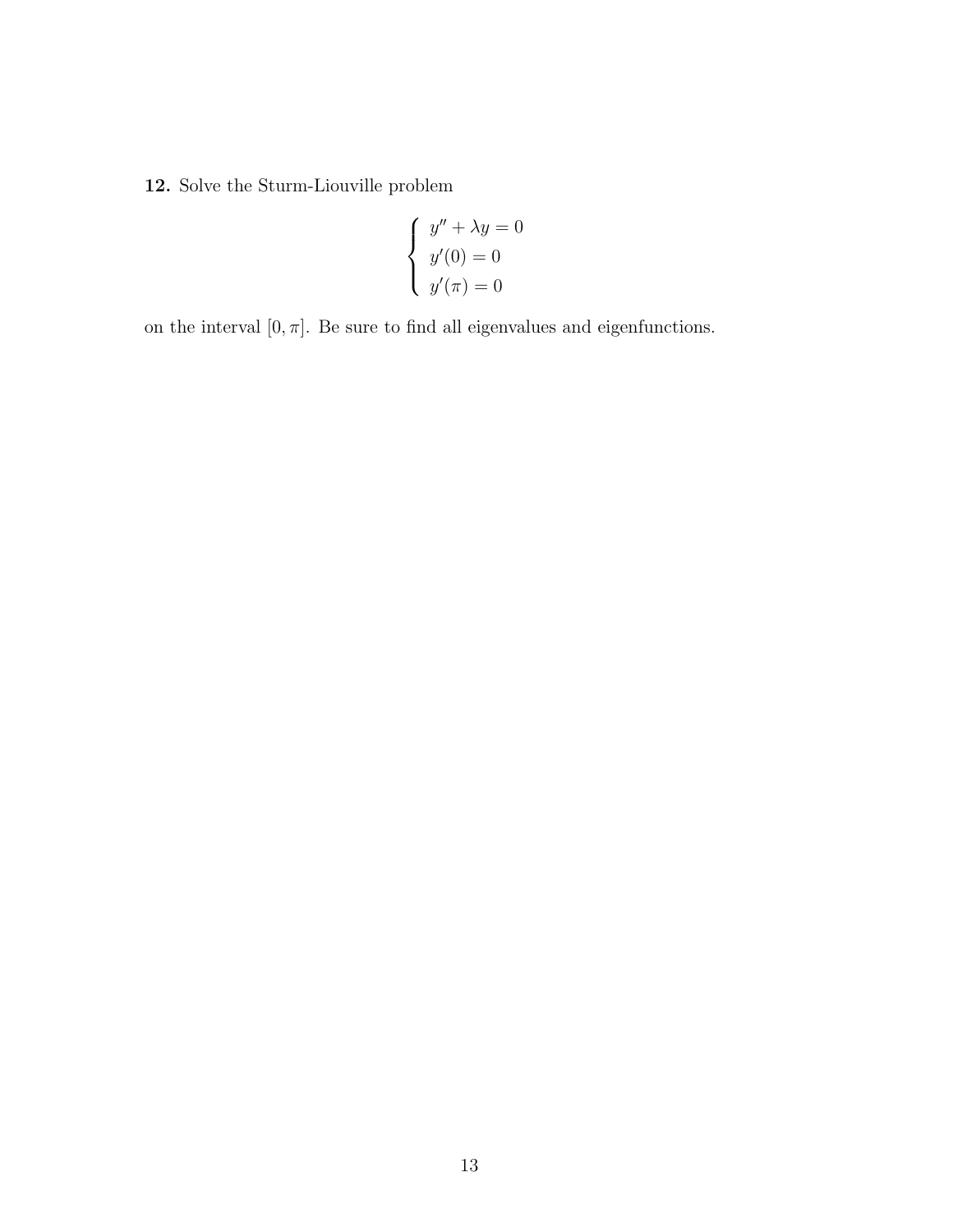**12.** Solve the Sturm-Liouville problem

$$\begin{cases} y'' + \lambda y = 0 \\ y'(0) = 0 \\ y'(\pi) = 0 \end{cases}$$

on the interval $[0, \pi]$. Be sure to find all eigenvalues and eigenfunctions.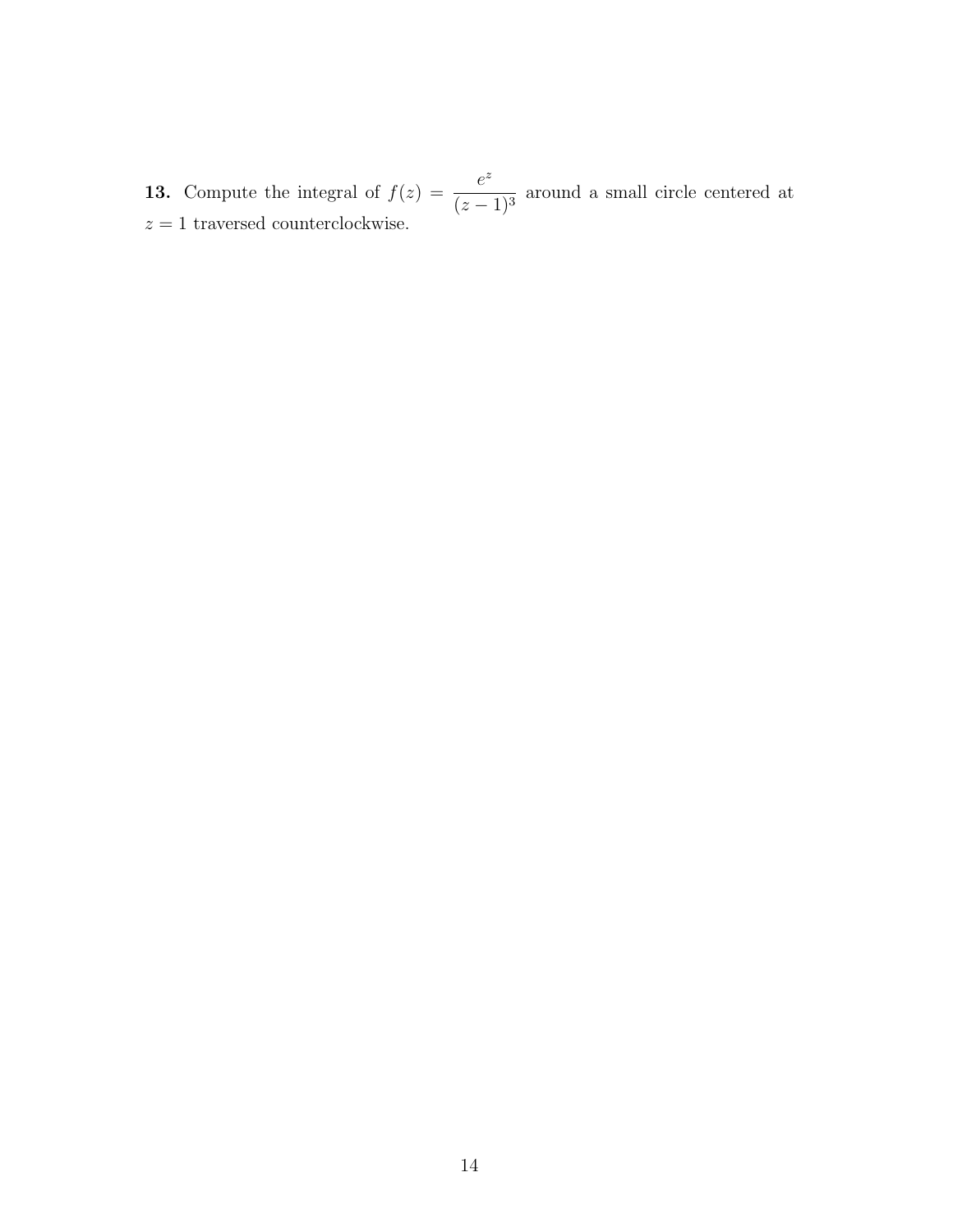**13.** Compute the integral of $f(z) = \dfrac{e^z}{(z-1)^3}$ around a small circle centered at $z = 1$ traversed counterclockwise.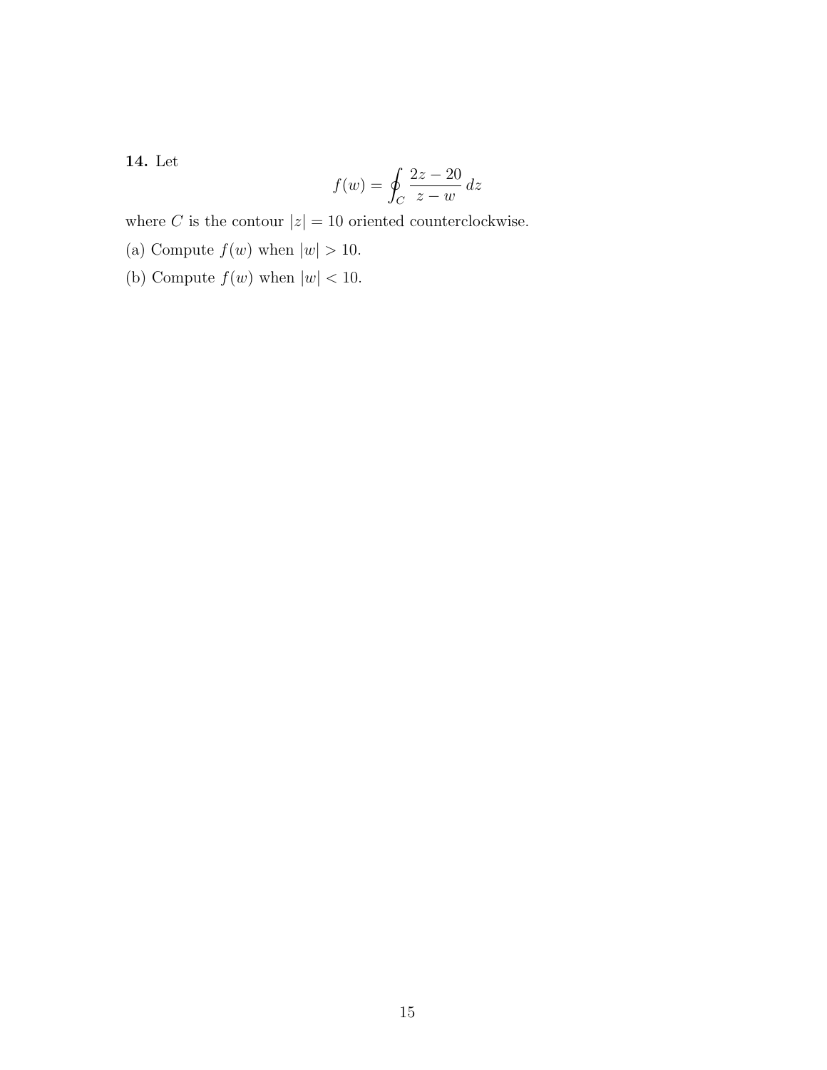**14.** Let

$$f(w) = \oint_C \frac{2z - 20}{z - w} \, dz$$

where $C$ is the contour $|z| = 10$ oriented counterclockwise.

(a) Compute $f(w)$ when $|w| > 10$.

(b) Compute $f(w)$ when $|w| < 10$.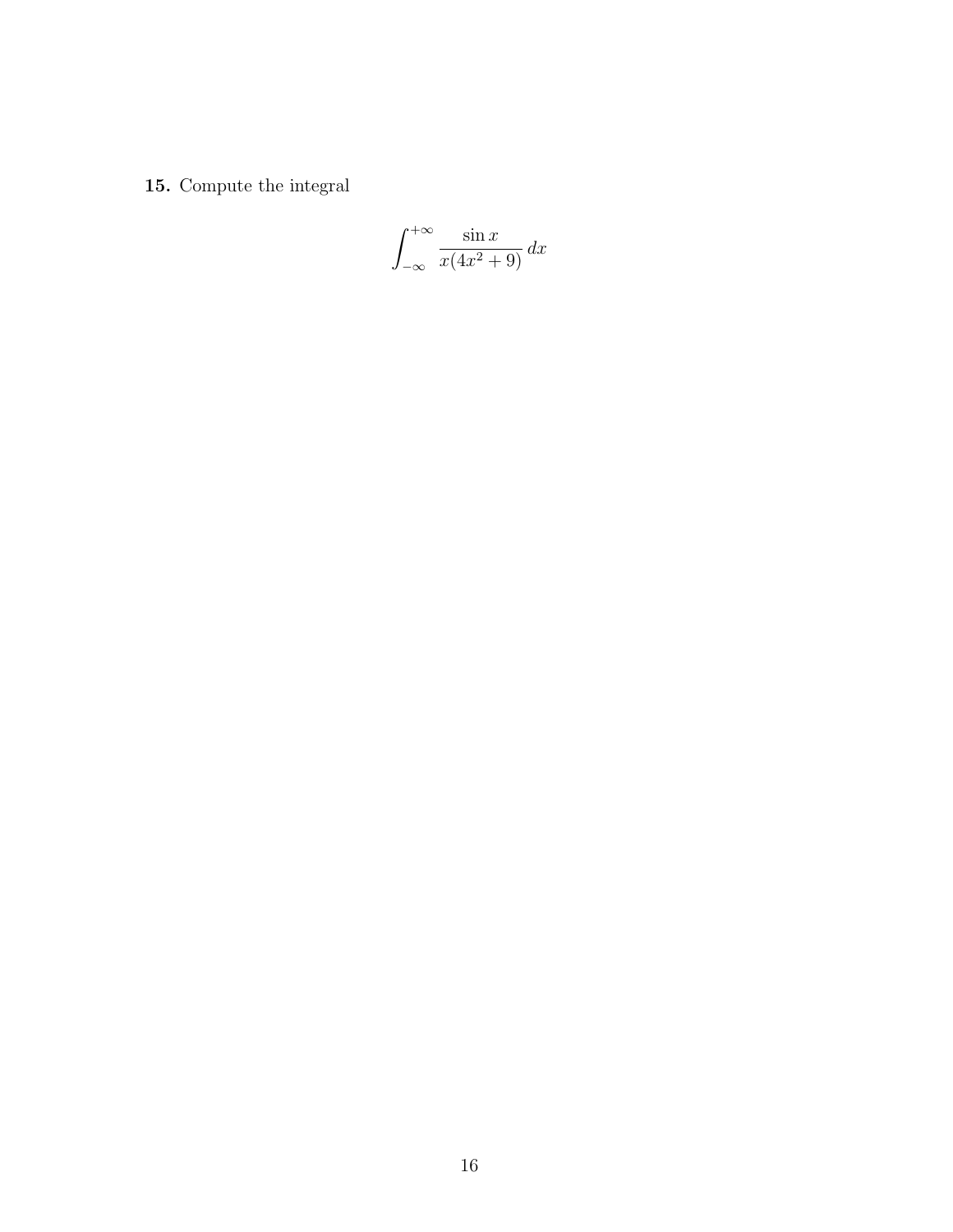**15.** Compute the integral

$$\int_{-\infty}^{+\infty} \frac{\sin x}{x(4x^2+9)}\, dx$$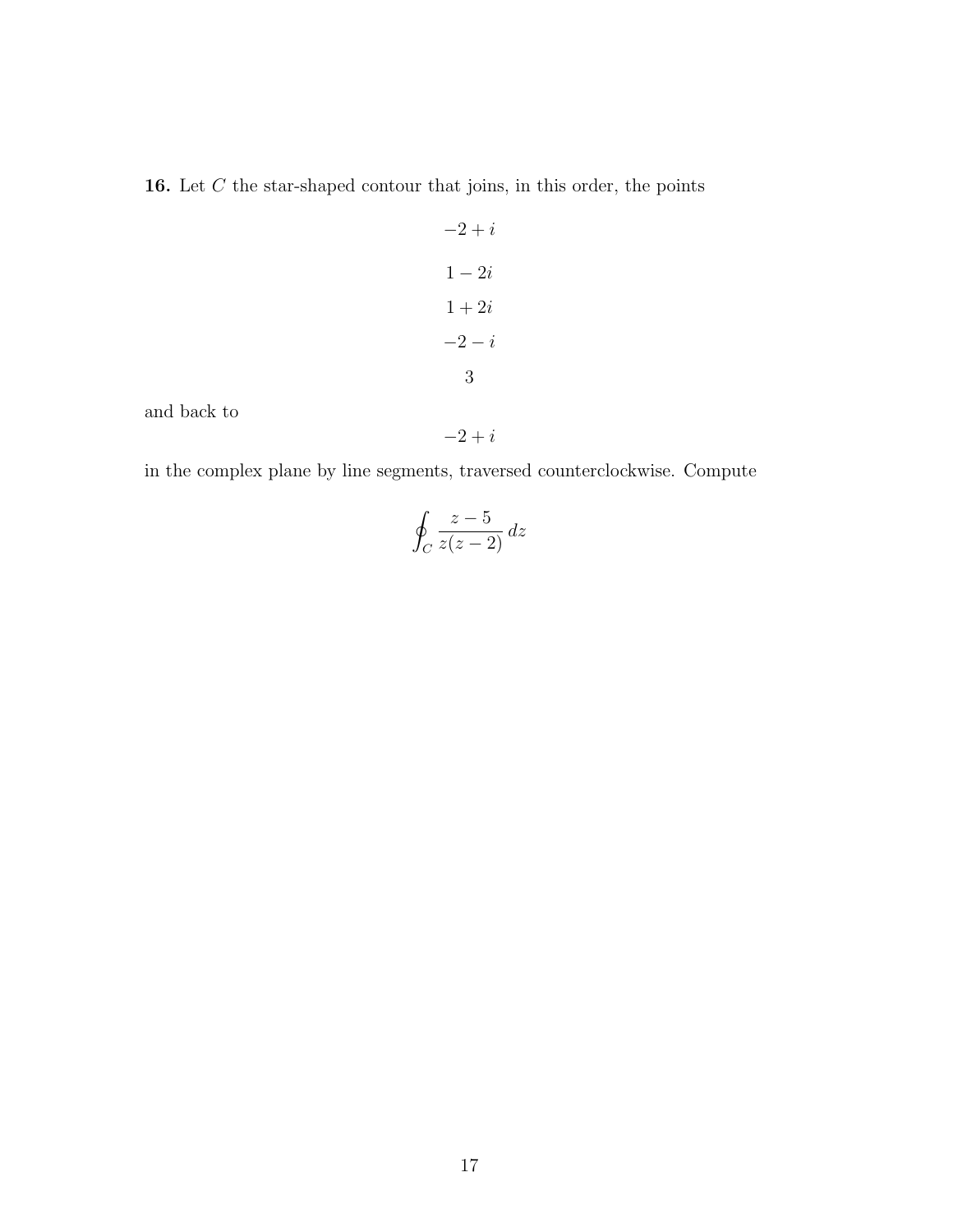**16.** Let $C$ the star-shaped contour that joins, in this order, the points

$$-2+i$$

$$1-2i$$

$$1+2i$$

$$-2-i$$

$$3$$

and back to

$$-2+i$$

in the complex plane by line segments, traversed counterclockwise. Compute

$$\oint_C \frac{z-5}{z(z-2)}\,dz$$